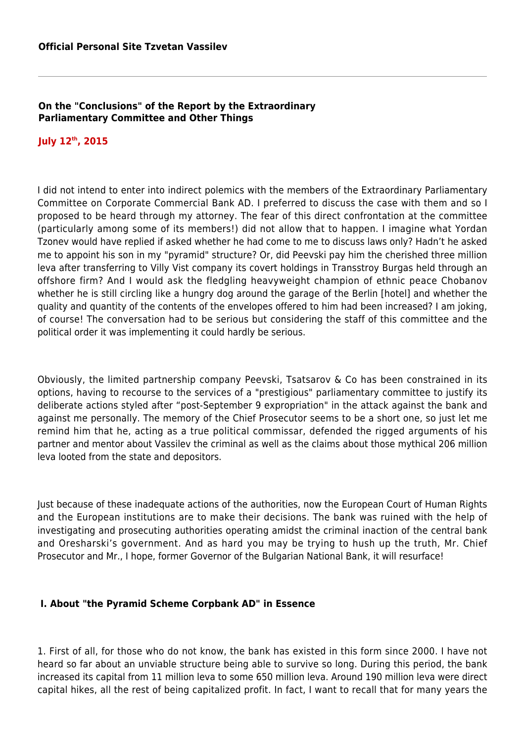**Official Personal Site Tzvetan Vassilev**

---

## On the "Conclusions" of the Report by the Extraordinary Parliamentary Committee and Other Things

**July 12th, 2015**

I did not intend to enter into indirect polemics with the members of the Extraordinary Parliamentary Committee on Corporate Commercial Bank AD. I preferred to discuss the case with them and so I proposed to be heard through my attorney. The fear of this direct confrontation at the committee (particularly among some of its members!) did not allow that to happen. I imagine what Yordan Tzonev would have replied if asked whether he had come to me to discuss laws only? Hadn't he asked me to appoint his son in my "pyramid" structure? Or, did Peevski pay him the cherished three million leva after transferring to Villy Vist company its covert holdings in Transstroy Burgas held through an offshore firm? And I would ask the fledgling heavyweight champion of ethnic peace Chobanov whether he is still circling like a hungry dog around the garage of the Berlin [hotel] and whether the quality and quantity of the contents of the envelopes offered to him had been increased? I am joking, of course! The conversation had to be serious but considering the staff of this committee and the political order it was implementing it could hardly be serious.

Obviously, the limited partnership company Peevski, Tsatsarov & Co has been constrained in its options, having to recourse to the services of a "prestigious" parliamentary committee to justify its deliberate actions styled after "post-September 9 expropriation" in the attack against the bank and against me personally. The memory of the Chief Prosecutor seems to be a short one, so just let me remind him that he, acting as a true political commissar, defended the rigged arguments of his partner and mentor about Vassilev the criminal as well as the claims about those mythical 206 million leva looted from the state and depositors.

Just because of these inadequate actions of the authorities, now the European Court of Human Rights and the European institutions are to make their decisions. The bank was ruined with the help of investigating and prosecuting authorities operating amidst the criminal inaction of the central bank and Oresharski's government. And as hard you may be trying to hush up the truth, Mr. Chief Prosecutor and Mr., I hope, former Governor of the Bulgarian National Bank, it will resurface!

### I. About "the Pyramid Scheme Corpbank AD" in Essence

1. First of all, for those who do not know, the bank has existed in this form since 2000. I have not heard so far about an unviable structure being able to survive so long. During this period, the bank increased its capital from 11 million leva to some 650 million leva. Around 190 million leva were direct capital hikes, all the rest of being capitalized profit. In fact, I want to recall that for many years the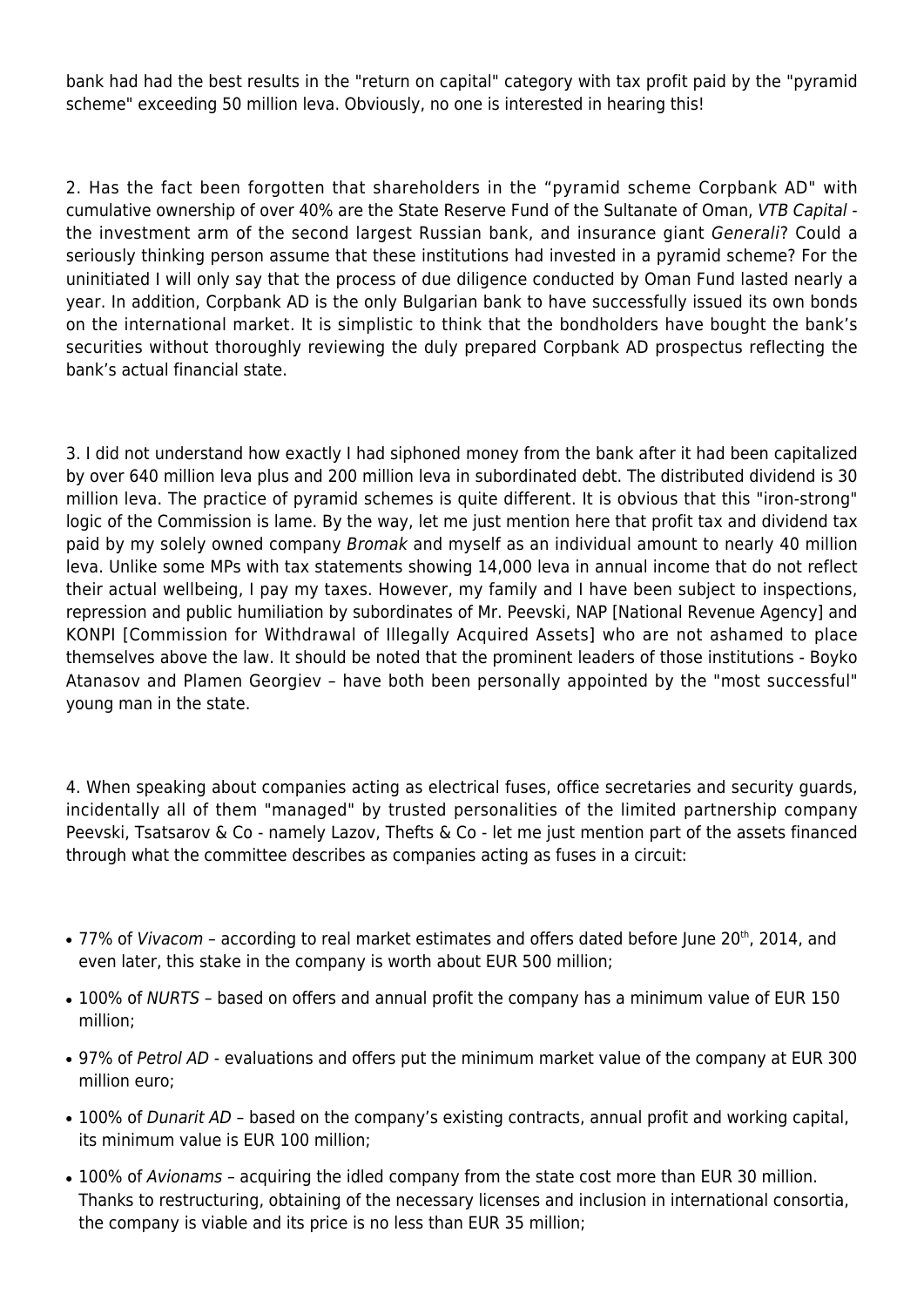bank had had the best results in the "return on capital" category with tax profit paid by the "pyramid scheme" exceeding 50 million leva. Obviously, no one is interested in hearing this!

2. Has the fact been forgotten that shareholders in the "pyramid scheme Corpbank AD" with cumulative ownership of over 40% are the State Reserve Fund of the Sultanate of Oman, *VTB Capital* - the investment arm of the second largest Russian bank, and insurance giant *Generali*? Could a seriously thinking person assume that these institutions had invested in a pyramid scheme? For the uninitiated I will only say that the process of due diligence conducted by Oman Fund lasted nearly a year. In addition, Corpbank AD is the only Bulgarian bank to have successfully issued its own bonds on the international market. It is simplistic to think that the bondholders have bought the bank's securities without thoroughly reviewing the duly prepared Corpbank AD prospectus reflecting the bank's actual financial state.

3. I did not understand how exactly I had siphoned money from the bank after it had been capitalized by over 640 million leva plus and 200 million leva in subordinated debt. The distributed dividend is 30 million leva. The practice of pyramid schemes is quite different. It is obvious that this "iron-strong" logic of the Commission is lame. By the way, let me just mention here that profit tax and dividend tax paid by my solely owned company *Bromak* and myself as an individual amount to nearly 40 million leva. Unlike some MPs with tax statements showing 14,000 leva in annual income that do not reflect their actual wellbeing, I pay my taxes. However, my family and I have been subject to inspections, repression and public humiliation by subordinates of Mr. Peevski, NAP [National Revenue Agency] and KONPI [Commission for Withdrawal of Illegally Acquired Assets] who are not ashamed to place themselves above the law. It should be noted that the prominent leaders of those institutions - Boyko Atanasov and Plamen Georgiev – have both been personally appointed by the "most successful" young man in the state.

4. When speaking about companies acting as electrical fuses, office secretaries and security guards, incidentally all of them "managed" by trusted personalities of the limited partnership company Peevski, Tsatsarov & Co - namely Lazov, Thefts & Co - let me just mention part of the assets financed through what the committee describes as companies acting as fuses in a circuit:

- 77% of *Vivacom* – according to real market estimates and offers dated before June 20th, 2014, and even later, this stake in the company is worth about EUR 500 million;
- 100% of *NURTS* – based on offers and annual profit the company has a minimum value of EUR 150 million;
- 97% of *Petrol AD* - evaluations and offers put the minimum market value of the company at EUR 300 million euro;
- 100% of *Dunarit AD* – based on the company's existing contracts, annual profit and working capital, its minimum value is EUR 100 million;
- 100% of *Avionams* – acquiring the idled company from the state cost more than EUR 30 million. Thanks to restructuring, obtaining of the necessary licenses and inclusion in international consortia, the company is viable and its price is no less than EUR 35 million;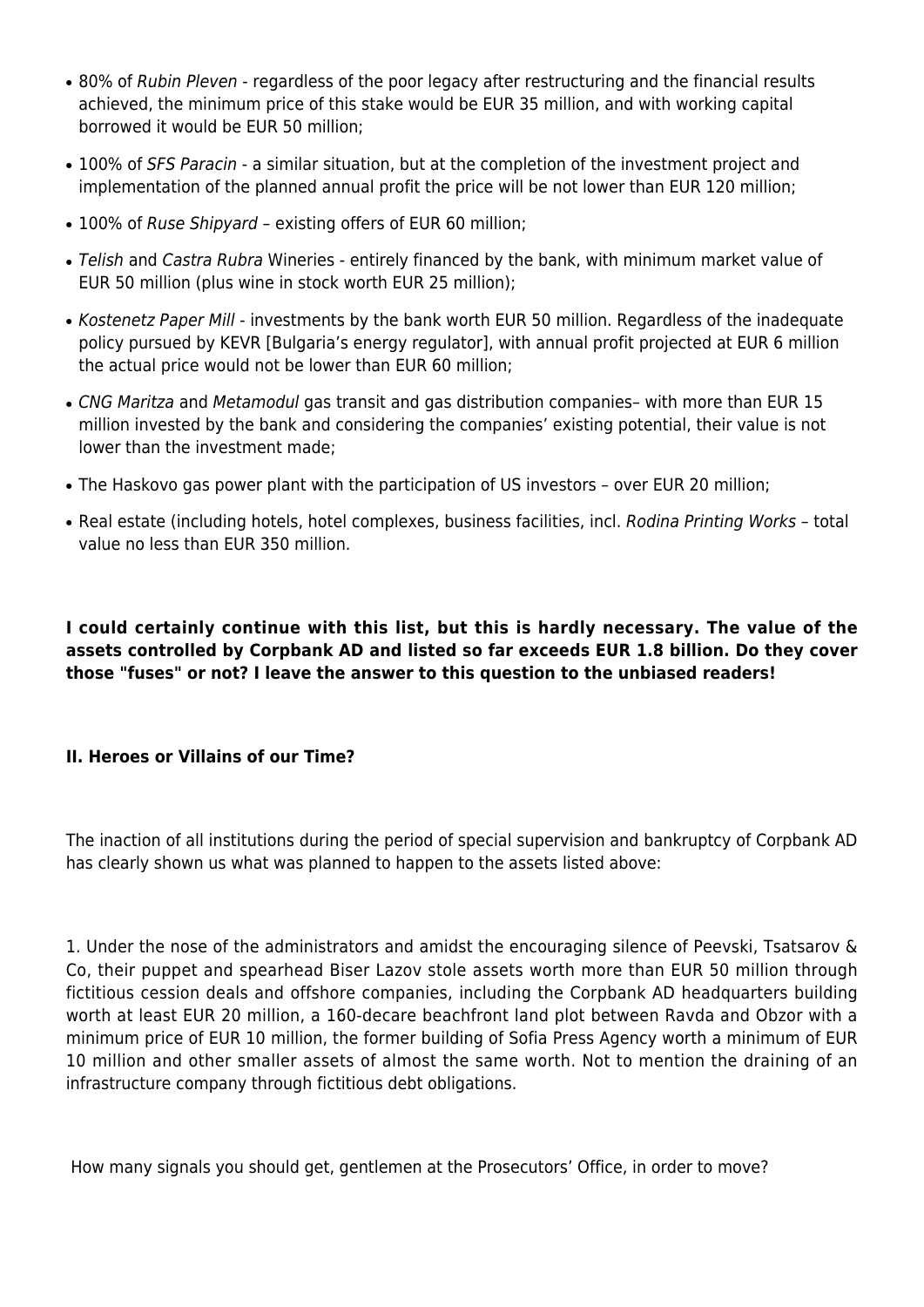- 80% of *Rubin Pleven* - regardless of the poor legacy after restructuring and the financial results achieved, the minimum price of this stake would be EUR 35 million, and with working capital borrowed it would be EUR 50 million;
- 100% of *SFS Paracin* - a similar situation, but at the completion of the investment project and implementation of the planned annual profit the price will be not lower than EUR 120 million;
- 100% of *Ruse Shipyard* – existing offers of EUR 60 million;
- *Telish* and *Castra Rubra* Wineries - entirely financed by the bank, with minimum market value of EUR 50 million (plus wine in stock worth EUR 25 million);
- *Kostenetz Paper Mill* - investments by the bank worth EUR 50 million. Regardless of the inadequate policy pursued by KEVR [Bulgaria's energy regulator], with annual profit projected at EUR 6 million the actual price would not be lower than EUR 60 million;
- *CNG Maritza* and *Metamodul* gas transit and gas distribution companies– with more than EUR 15 million invested by the bank and considering the companies' existing potential, their value is not lower than the investment made;
- The Haskovo gas power plant with the participation of US investors – over EUR 20 million;
- Real estate (including hotels, hotel complexes, business facilities, incl. *Rodina Printing Works* – total value no less than EUR 350 million.

**I could certainly continue with this list, but this is hardly necessary. The value of the assets controlled by Corpbank AD and listed so far exceeds EUR 1.8 billion. Do they cover those "fuses" or not? I leave the answer to this question to the unbiased readers!**

## II. Heroes or Villains of our Time?

The inaction of all institutions during the period of special supervision and bankruptcy of Corpbank AD has clearly shown us what was planned to happen to the assets listed above:

1. Under the nose of the administrators and amidst the encouraging silence of Peevski, Tsatsarov & Co, their puppet and spearhead Biser Lazov stole assets worth more than EUR 50 million through fictitious cession deals and offshore companies, including the Corpbank AD headquarters building worth at least EUR 20 million, a 160-decare beachfront land plot between Ravda and Obzor with a minimum price of EUR 10 million, the former building of Sofia Press Agency worth a minimum of EUR 10 million and other smaller assets of almost the same worth. Not to mention the draining of an infrastructure company through fictitious debt obligations.

How many signals you should get, gentlemen at the Prosecutors' Office, in order to move?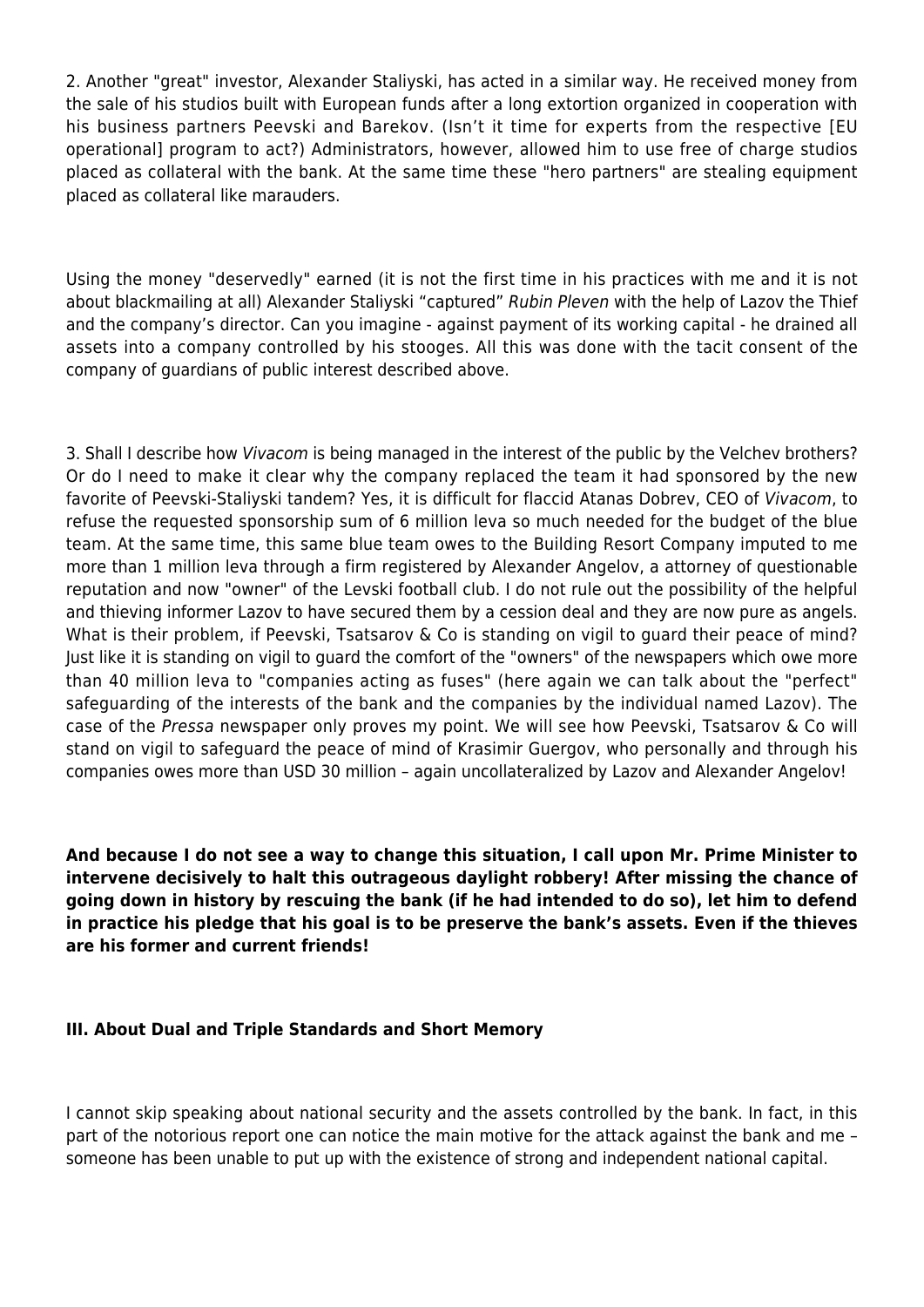2. Another "great" investor, Alexander Staliyski, has acted in a similar way. He received money from the sale of his studios built with European funds after a long extortion organized in cooperation with his business partners Peevski and Barekov. (Isn't it time for experts from the respective [EU operational] program to act?) Administrators, however, allowed him to use free of charge studios placed as collateral with the bank. At the same time these "hero partners" are stealing equipment placed as collateral like marauders.

Using the money "deservedly" earned (it is not the first time in his practices with me and it is not about blackmailing at all) Alexander Staliyski "captured" *Rubin Pleven* with the help of Lazov the Thief and the company's director. Can you imagine - against payment of its working capital - he drained all assets into a company controlled by his stooges. All this was done with the tacit consent of the company of guardians of public interest described above.

3. Shall I describe how *Vivacom* is being managed in the interest of the public by the Velchev brothers? Or do I need to make it clear why the company replaced the team it had sponsored by the new favorite of Peevski-Staliyski tandem? Yes, it is difficult for flaccid Atanas Dobrev, CEO of *Vivacom*, to refuse the requested sponsorship sum of 6 million leva so much needed for the budget of the blue team. At the same time, this same blue team owes to the Building Resort Company imputed to me more than 1 million leva through a firm registered by Alexander Angelov, a attorney of questionable reputation and now "owner" of the Levski football club. I do not rule out the possibility of the helpful and thieving informer Lazov to have secured them by a cession deal and they are now pure as angels. What is their problem, if Peevski, Tsatsarov & Co is standing on vigil to guard their peace of mind? Just like it is standing on vigil to guard the comfort of the "owners" of the newspapers which owe more than 40 million leva to "companies acting as fuses" (here again we can talk about the "perfect" safeguarding of the interests of the bank and the companies by the individual named Lazov). The case of the *Pressa* newspaper only proves my point. We will see how Peevski, Tsatsarov & Co will stand on vigil to safeguard the peace of mind of Krasimir Guergov, who personally and through his companies owes more than USD 30 million – again uncollateralized by Lazov and Alexander Angelov!

**And because I do not see a way to change this situation, I call upon Mr. Prime Minister to intervene decisively to halt this outrageous daylight robbery! After missing the chance of going down in history by rescuing the bank (if he had intended to do so), let him to defend in practice his pledge that his goal is to be preserve the bank's assets. Even if the thieves are his former and current friends!**

### III. About Dual and Triple Standards and Short Memory

I cannot skip speaking about national security and the assets controlled by the bank. In fact, in this part of the notorious report one can notice the main motive for the attack against the bank and me – someone has been unable to put up with the existence of strong and independent national capital.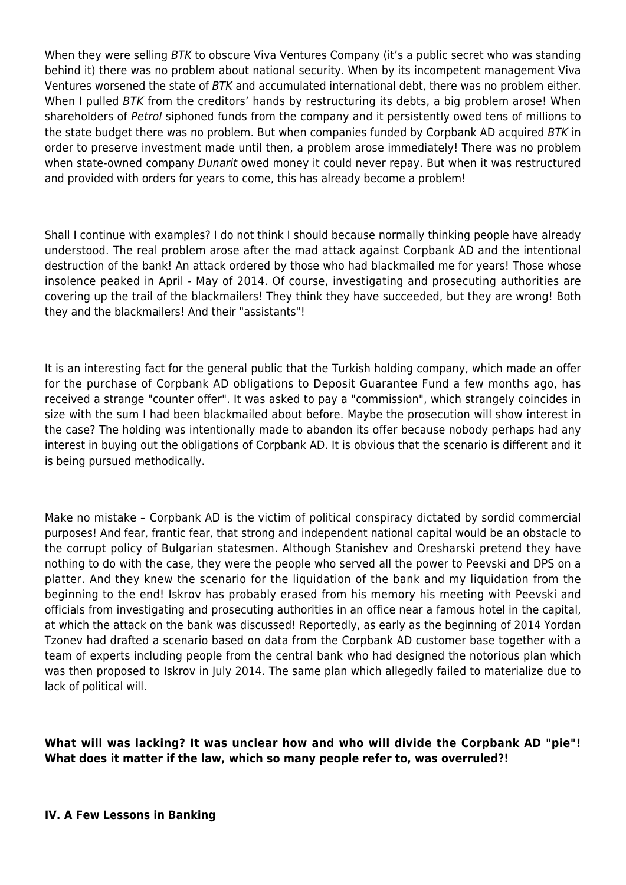When they were selling *BTK* to obscure Viva Ventures Company (it's a public secret who was standing behind it) there was no problem about national security. When by its incompetent management Viva Ventures worsened the state of *BTK* and accumulated international debt, there was no problem either. When I pulled *BTK* from the creditors' hands by restructuring its debts, a big problem arose! When shareholders of *Petrol* siphoned funds from the company and it persistently owed tens of millions to the state budget there was no problem. But when companies funded by Corpbank AD acquired *BTK* in order to preserve investment made until then, a problem arose immediately! There was no problem when state-owned company *Dunarit* owed money it could never repay. But when it was restructured and provided with orders for years to come, this has already become a problem!

Shall I continue with examples? I do not think I should because normally thinking people have already understood. The real problem arose after the mad attack against Corpbank AD and the intentional destruction of the bank! An attack ordered by those who had blackmailed me for years! Those whose insolence peaked in April - May of 2014. Of course, investigating and prosecuting authorities are covering up the trail of the blackmailers! They think they have succeeded, but they are wrong! Both they and the blackmailers! And their "assistants"!

It is an interesting fact for the general public that the Turkish holding company, which made an offer for the purchase of Corpbank AD obligations to Deposit Guarantee Fund a few months ago, has received a strange "counter offer". It was asked to pay a "commission", which strangely coincides in size with the sum I had been blackmailed about before. Maybe the prosecution will show interest in the case? The holding was intentionally made to abandon its offer because nobody perhaps had any interest in buying out the obligations of Corpbank AD. It is obvious that the scenario is different and it is being pursued methodically.

Make no mistake – Corpbank AD is the victim of political conspiracy dictated by sordid commercial purposes! And fear, frantic fear, that strong and independent national capital would be an obstacle to the corrupt policy of Bulgarian statesmen. Although Stanishev and Oresharski pretend they have nothing to do with the case, they were the people who served all the power to Peevski and DPS on a platter. And they knew the scenario for the liquidation of the bank and my liquidation from the beginning to the end! Iskrov has probably erased from his memory his meeting with Peevski and officials from investigating and prosecuting authorities in an office near a famous hotel in the capital, at which the attack on the bank was discussed! Reportedly, as early as the beginning of 2014 Yordan Tzonev had drafted a scenario based on data from the Corpbank AD customer base together with a team of experts including people from the central bank who had designed the notorious plan which was then proposed to Iskrov in July 2014. The same plan which allegedly failed to materialize due to lack of political will.

**What will was lacking? It was unclear how and who will divide the Corpbank AD "pie"! What does it matter if the law, which so many people refer to, was overruled?!**

**IV. A Few Lessons in Banking**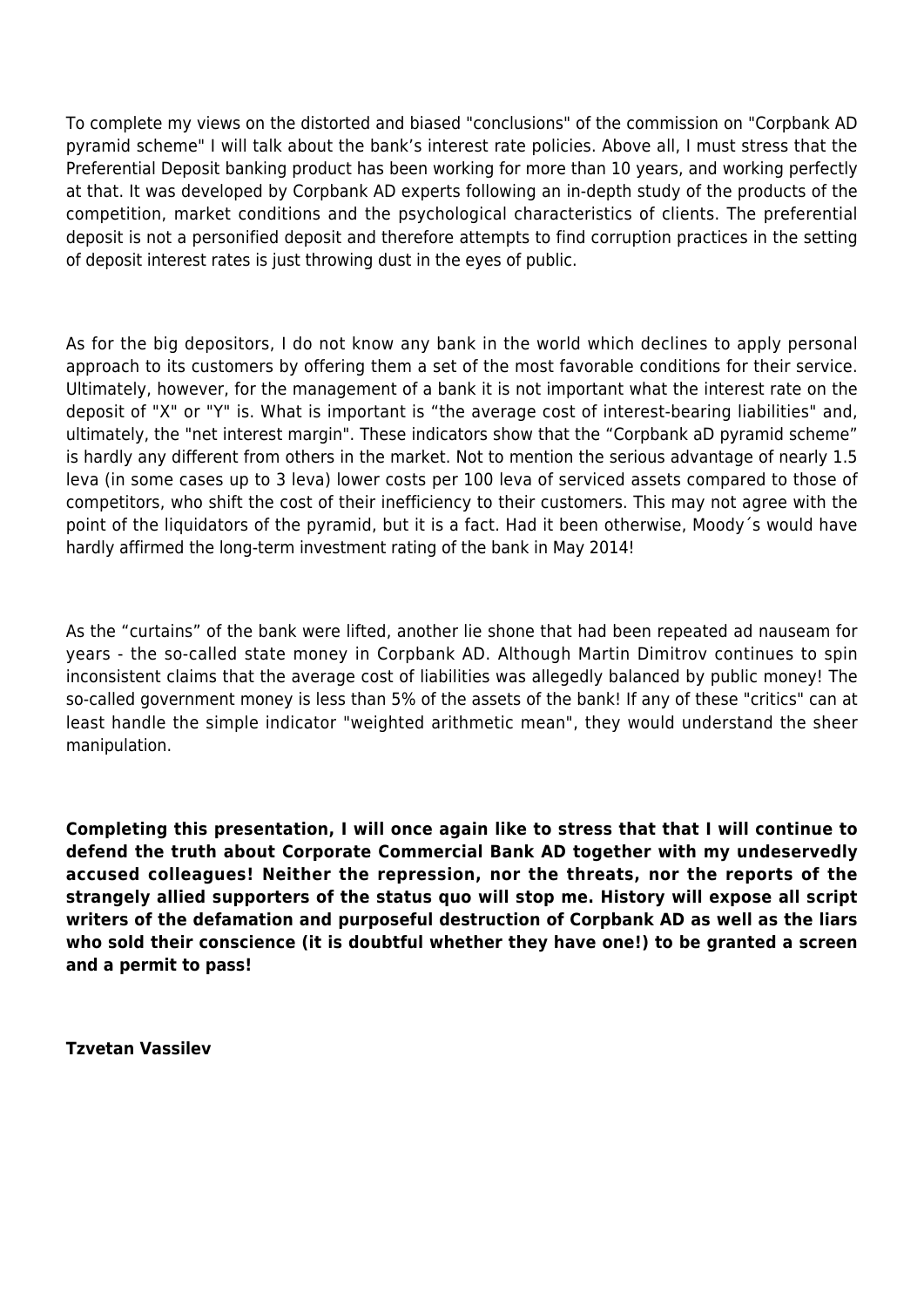To complete my views on the distorted and biased "conclusions" of the commission on "Corpbank AD pyramid scheme" I will talk about the bank's interest rate policies. Above all, I must stress that the Preferential Deposit banking product has been working for more than 10 years, and working perfectly at that. It was developed by Corpbank AD experts following an in-depth study of the products of the competition, market conditions and the psychological characteristics of clients. The preferential deposit is not a personified deposit and therefore attempts to find corruption practices in the setting of deposit interest rates is just throwing dust in the eyes of public.

As for the big depositors, I do not know any bank in the world which declines to apply personal approach to its customers by offering them a set of the most favorable conditions for their service. Ultimately, however, for the management of a bank it is not important what the interest rate on the deposit of "X" or "Y" is. What is important is "the average cost of interest-bearing liabilities" and, ultimately, the "net interest margin". These indicators show that the "Corpbank aD pyramid scheme" is hardly any different from others in the market. Not to mention the serious advantage of nearly 1.5 leva (in some cases up to 3 leva) lower costs per 100 leva of serviced assets compared to those of competitors, who shift the cost of their inefficiency to their customers. This may not agree with the point of the liquidators of the pyramid, but it is a fact. Had it been otherwise, Moody´s would have hardly affirmed the long-term investment rating of the bank in May 2014!

As the "curtains" of the bank were lifted, another lie shone that had been repeated ad nauseam for years - the so-called state money in Corpbank AD. Although Martin Dimitrov continues to spin inconsistent claims that the average cost of liabilities was allegedly balanced by public money! The so-called government money is less than 5% of the assets of the bank! If any of these "critics" can at least handle the simple indicator "weighted arithmetic mean", they would understand the sheer manipulation.

**Completing this presentation, I will once again like to stress that that I will continue to defend the truth about Corporate Commercial Bank AD together with my undeservedly accused colleagues! Neither the repression, nor the threats, nor the reports of the strangely allied supporters of the status quo will stop me. History will expose all script writers of the defamation and purposeful destruction of Corpbank AD as well as the liars who sold their conscience (it is doubtful whether they have one!) to be granted a screen and a permit to pass!**

**Tzvetan Vassilev**